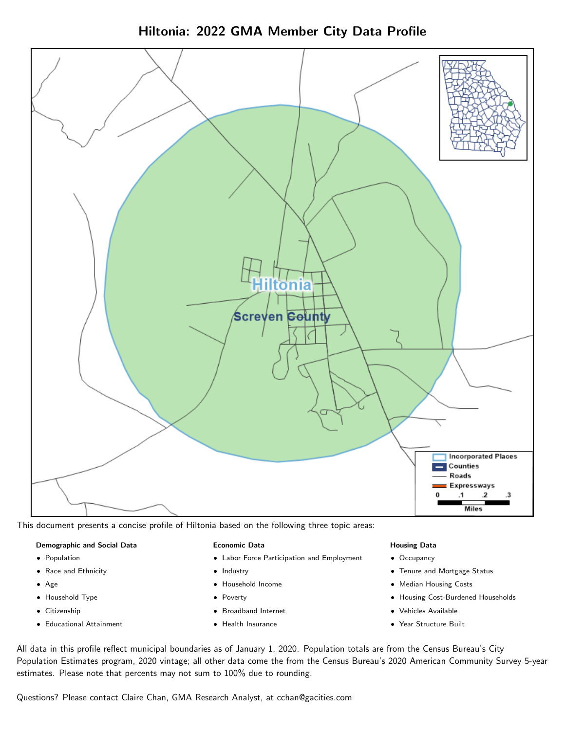# Hiltonia: 2022 GMA Member City Data Profile

This document presents a concise profile of Hiltonia based on the following three topic areas:

**Demographic and Social Data**

- Population
- Race and Ethnicity
- Age
- Household Type
- Citizenship
- Educational Attainment

**Economic Data**

- Labor Force Participation and Employment
- Industry
- Household Income
- Poverty
- Broadband Internet
- Health Insurance

**Housing Data**

- Occupancy
- Tenure and Mortgage Status
- Median Housing Costs
- Housing Cost-Burdened Households
- Vehicles Available
- Year Structure Built

All data in this profile reflect municipal boundaries as of January 1, 2020. Population totals are from the Census Bureau's City Population Estimates program, 2020 vintage; all other data come the from the Census Bureau's 2020 American Community Survey 5-year estimates. Please note that percents may not sum to 100% due to rounding.

Questions? Please contact Claire Chan, GMA Research Analyst, at cchan@gacities.com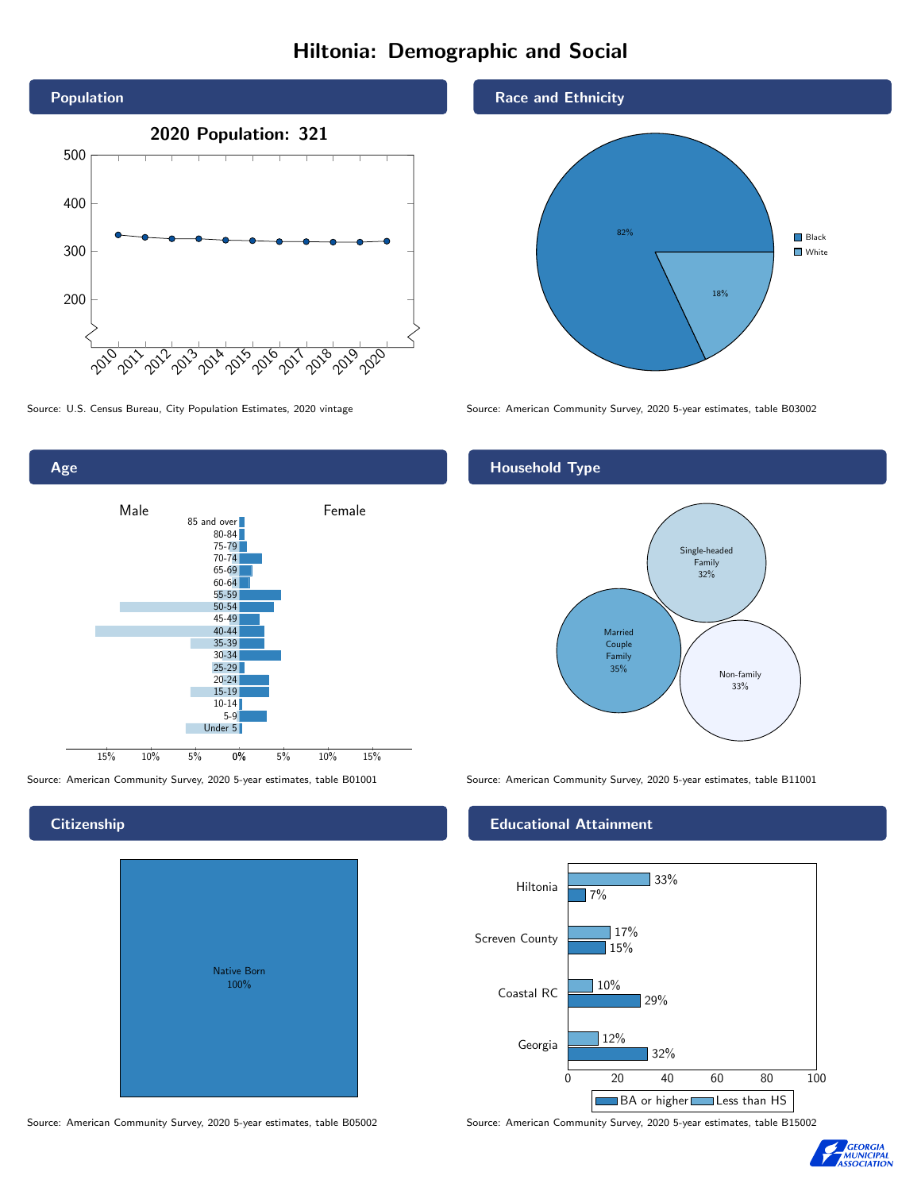# Hiltonia: Demographic and Social

## Population

2020 Population: 321

Source: U.S. Census Bureau, City Population Estimates, 2020 vintage

## Race and Ethnicity

| Race | Percent |
|---|---|
| Black | 82% |
| White | 18% |

Source: American Community Survey, 2020 5-year estimates, table B03002

## Age

Male / Female

Source: American Community Survey, 2020 5-year estimates, table B01001

## Household Type

| Household Type | Percent |
|---|---|
| Single-headed Family | 32% |
| Married Couple Family | 35% |
| Non-family | 33% |

Source: American Community Survey, 2020 5-year estimates, table B11001

## Citizenship

Native Born 100%

Source: American Community Survey, 2020 5-year estimates, table B05002

## Educational Attainment

| | Less than HS | BA or higher |
|---|---|---|
| Hiltonia | 33% | 7% |
| Screven County | 17% | 15% |
| Coastal RC | 10% | 29% |
| Georgia | 12% | 32% |

Source: American Community Survey, 2020 5-year estimates, table B15002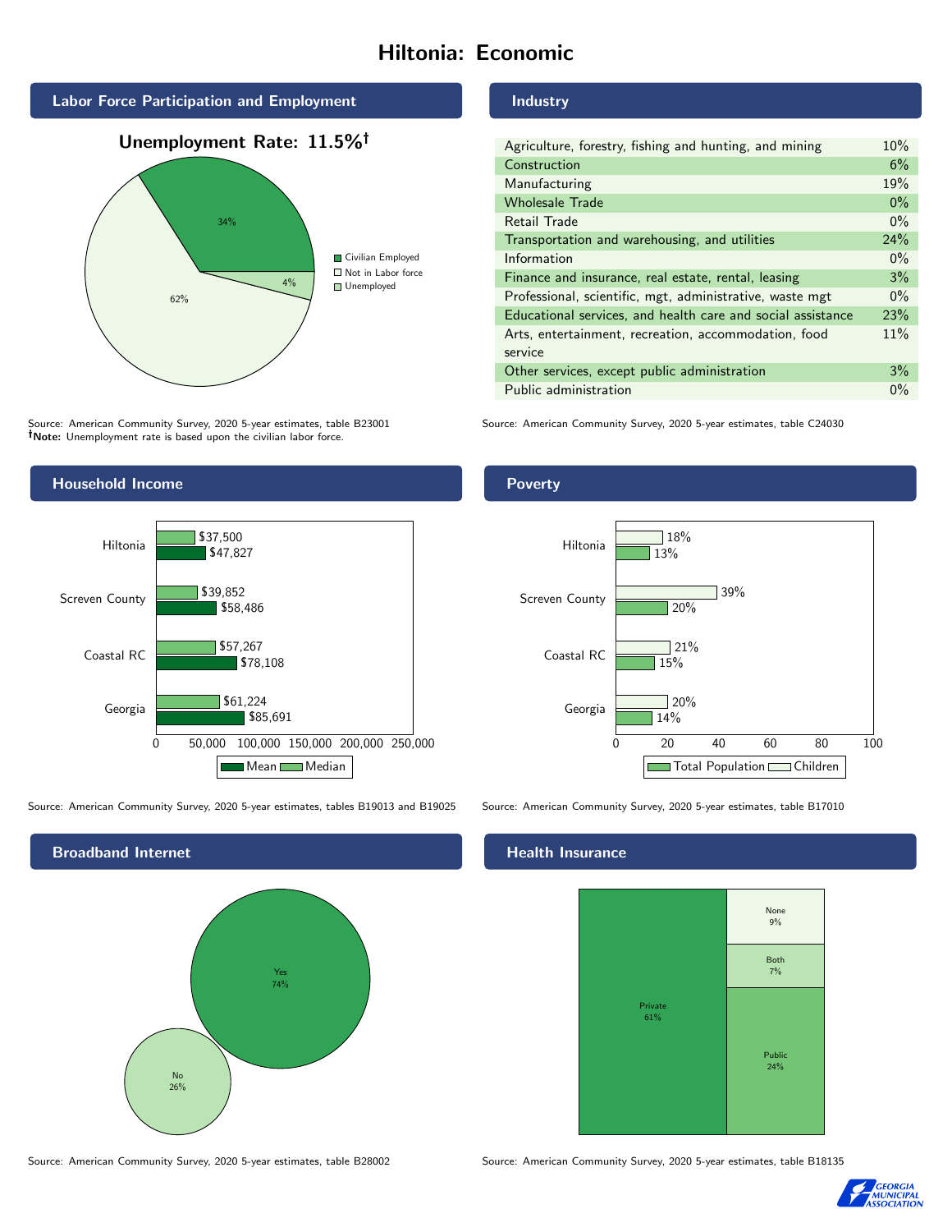# Hiltonia: Economic

## Labor Force Participation and Employment

**Unemployment Rate: 11.5%†**

| Category | Percent |
|---|---|
| Civilian Employed | 34% |
| Not in Labor force | 62% |
| Unemployed | 4% |

Source: American Community Survey, 2020 5-year estimates, table B23001
**†Note:** Unemployment rate is based upon the civilian labor force.

## Industry

| Industry | Percent |
|---|---|
| Agriculture, forestry, fishing and hunting, and mining | 10% |
| Construction | 6% |
| Manufacturing | 19% |
| Wholesale Trade | 0% |
| Retail Trade | 0% |
| Transportation and warehousing, and utilities | 24% |
| Information | 0% |
| Finance and insurance, real estate, rental, leasing | 3% |
| Professional, scientific, mgt, administrative, waste mgt | 0% |
| Educational services, and health care and social assistance | 23% |
| Arts, entertainment, recreation, accommodation, food service | 11% |
| Other services, except public administration | 3% |
| Public administration | 0% |

Source: American Community Survey, 2020 5-year estimates, table C24030

## Household Income

| Area | Median | Mean |
|---|---|---|
| Hiltonia | $37,500 | $47,827 |
| Screven County | $39,852 | $58,486 |
| Coastal RC | $57,267 | $78,108 |
| Georgia | $61,224 | $85,691 |

Source: American Community Survey, 2020 5-year estimates, tables B19013 and B19025

## Poverty

| Area | Children | Total Population |
|---|---|---|
| Hiltonia | 18% | 13% |
| Screven County | 39% | 20% |
| Coastal RC | 21% | 15% |
| Georgia | 20% | 14% |

Source: American Community Survey, 2020 5-year estimates, table B17010

## Broadband Internet

| Response | Percent |
|---|---|
| Yes | 74% |
| No | 26% |

Source: American Community Survey, 2020 5-year estimates, table B28002

## Health Insurance

| Type | Percent |
|---|---|
| Private | 61% |
| Public | 24% |
| Both | 7% |
| None | 9% |

Source: American Community Survey, 2020 5-year estimates, table B18135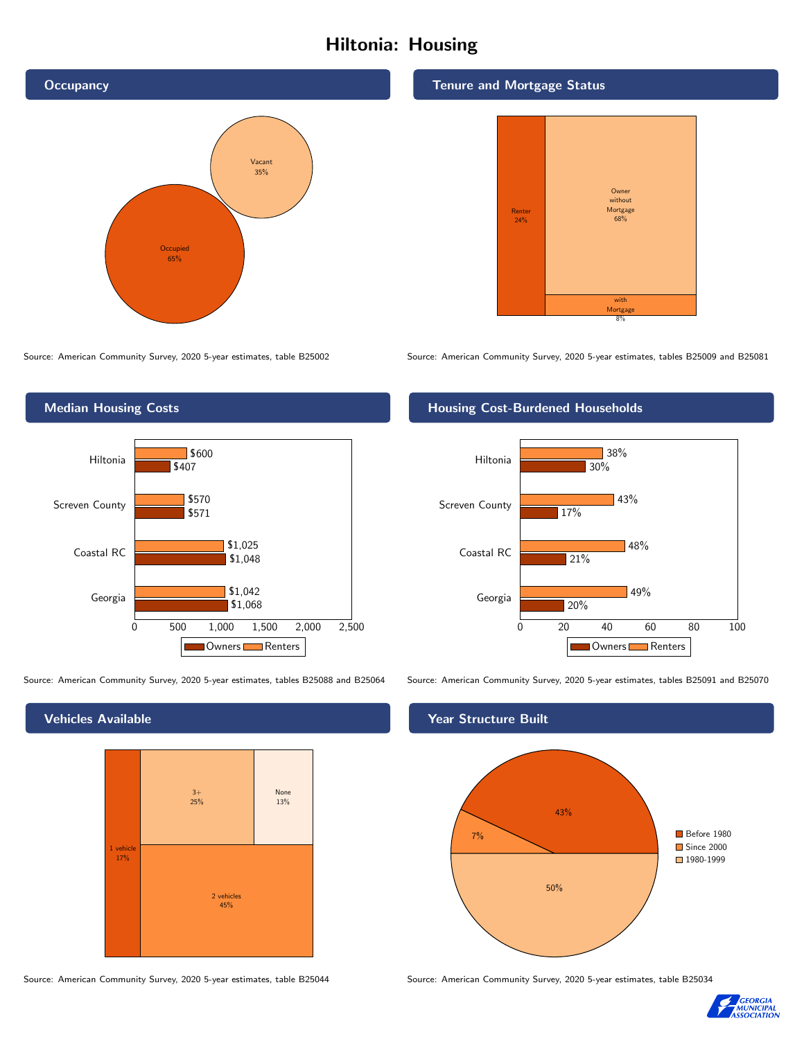# Hiltonia: Housing

## Occupancy

Vacant
35%

Occupied
65%

Source: American Community Survey, 2020 5-year estimates, table B25002

## Tenure and Mortgage Status

Renter
24%

Owner
without
Mortgage
68%

with
Mortgage
8%

Source: American Community Survey, 2020 5-year estimates, tables B25009 and B25081

## Median Housing Costs

Hiltonia
$600
$407

Screven County
$570
$571

Coastal RC
$1,025
$1,048

Georgia
$1,042
$1,068

0 500 1,000 1,500 2,000 2,500

Owners Renters

Source: American Community Survey, 2020 5-year estimates, tables B25088 and B25064

## Housing Cost-Burdened Households

Hiltonia
38%
30%

Screven County
43%
17%

Coastal RC
48%
21%

Georgia
49%
20%

0 20 40 60 80 100

Owners Renters

Source: American Community Survey, 2020 5-year estimates, tables B25091 and B25070

## Vehicles Available

1 vehicle
17%

3+
25%

None
13%

2 vehicles
45%

Source: American Community Survey, 2020 5-year estimates, table B25044

## Year Structure Built

43%

7%

50%

Before 1980
Since 2000
1980-1999

Source: American Community Survey, 2020 5-year estimates, table B25034